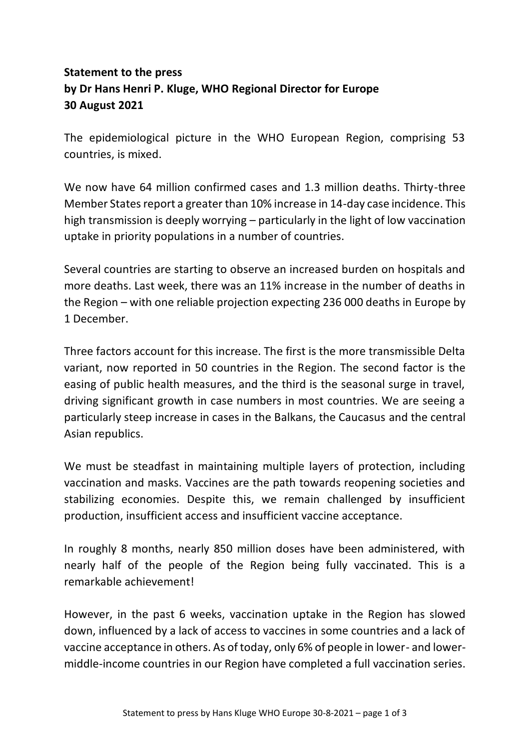**Statement to the press**
**by Dr Hans Henri P. Kluge, WHO Regional Director for Europe**
**30 August 2021**

The epidemiological picture in the WHO European Region, comprising 53 countries, is mixed.

We now have 64 million confirmed cases and 1.3 million deaths. Thirty-three Member States report a greater than 10% increase in 14-day case incidence. This high transmission is deeply worrying – particularly in the light of low vaccination uptake in priority populations in a number of countries.

Several countries are starting to observe an increased burden on hospitals and more deaths. Last week, there was an 11% increase in the number of deaths in the Region – with one reliable projection expecting 236 000 deaths in Europe by 1 December.

Three factors account for this increase. The first is the more transmissible Delta variant, now reported in 50 countries in the Region. The second factor is the easing of public health measures, and the third is the seasonal surge in travel, driving significant growth in case numbers in most countries. We are seeing a particularly steep increase in cases in the Balkans, the Caucasus and the central Asian republics.

We must be steadfast in maintaining multiple layers of protection, including vaccination and masks. Vaccines are the path towards reopening societies and stabilizing economies. Despite this, we remain challenged by insufficient production, insufficient access and insufficient vaccine acceptance.

In roughly 8 months, nearly 850 million doses have been administered, with nearly half of the people of the Region being fully vaccinated. This is a remarkable achievement!

However, in the past 6 weeks, vaccination uptake in the Region has slowed down, influenced by a lack of access to vaccines in some countries and a lack of vaccine acceptance in others. As of today, only 6% of people in lower- and lower-middle-income countries in our Region have completed a full vaccination series.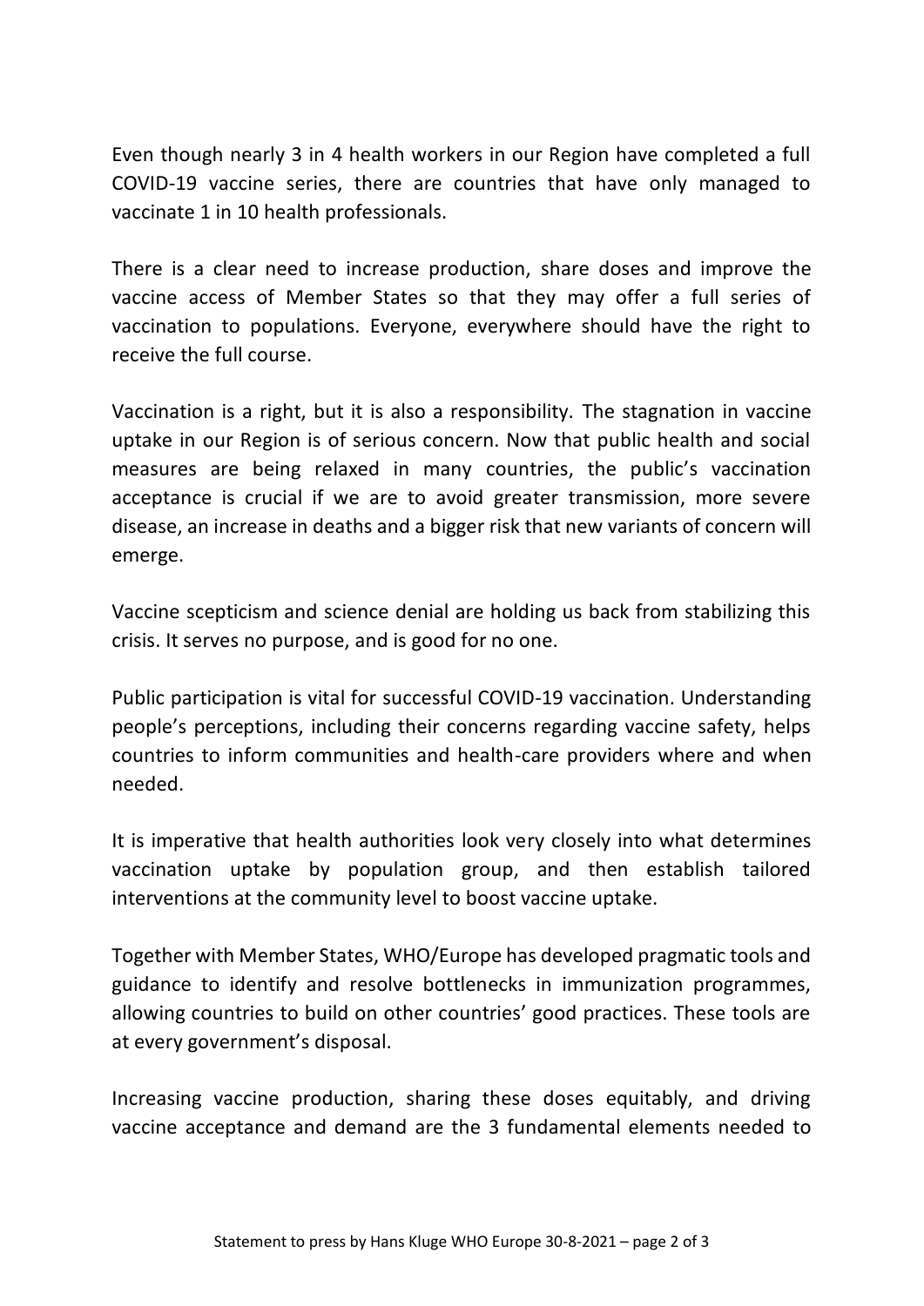Even though nearly 3 in 4 health workers in our Region have completed a full COVID-19 vaccine series, there are countries that have only managed to vaccinate 1 in 10 health professionals.

There is a clear need to increase production, share doses and improve the vaccine access of Member States so that they may offer a full series of vaccination to populations. Everyone, everywhere should have the right to receive the full course.

Vaccination is a right, but it is also a responsibility. The stagnation in vaccine uptake in our Region is of serious concern. Now that public health and social measures are being relaxed in many countries, the public's vaccination acceptance is crucial if we are to avoid greater transmission, more severe disease, an increase in deaths and a bigger risk that new variants of concern will emerge.

Vaccine scepticism and science denial are holding us back from stabilizing this crisis. It serves no purpose, and is good for no one.

Public participation is vital for successful COVID-19 vaccination. Understanding people's perceptions, including their concerns regarding vaccine safety, helps countries to inform communities and health-care providers where and when needed.

It is imperative that health authorities look very closely into what determines vaccination uptake by population group, and then establish tailored interventions at the community level to boost vaccine uptake.

Together with Member States, WHO/Europe has developed pragmatic tools and guidance to identify and resolve bottlenecks in immunization programmes, allowing countries to build on other countries' good practices. These tools are at every government's disposal.

Increasing vaccine production, sharing these doses equitably, and driving vaccine acceptance and demand are the 3 fundamental elements needed to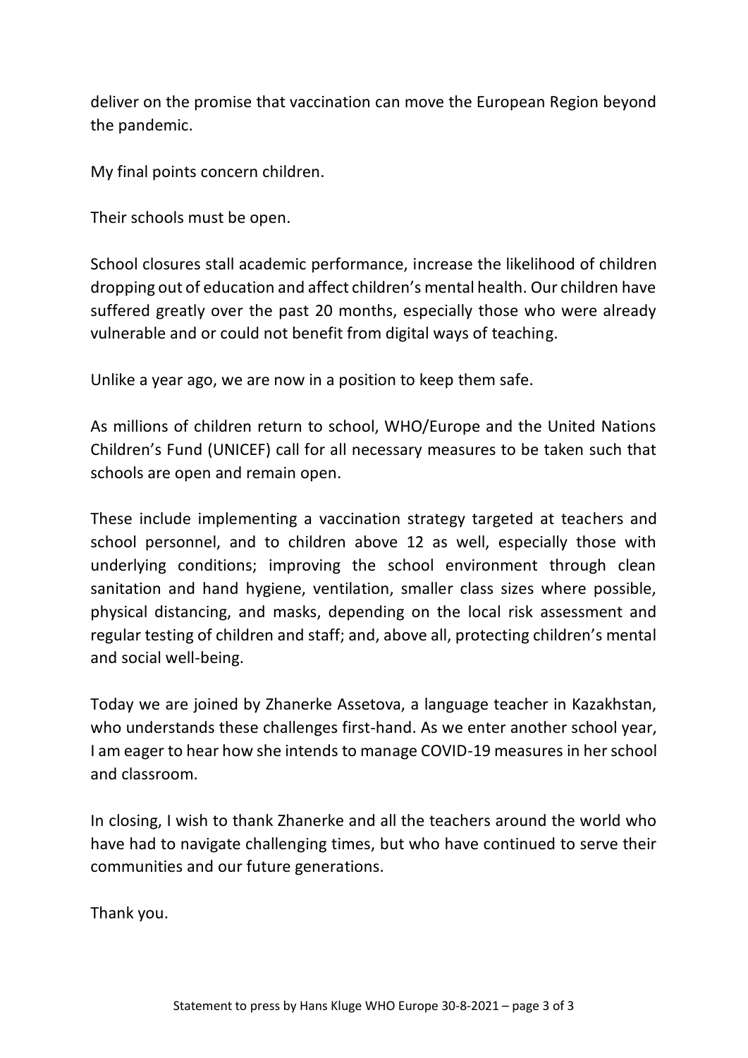deliver on the promise that vaccination can move the European Region beyond the pandemic.

My final points concern children.

Their schools must be open.

School closures stall academic performance, increase the likelihood of children dropping out of education and affect children's mental health. Our children have suffered greatly over the past 20 months, especially those who were already vulnerable and or could not benefit from digital ways of teaching.

Unlike a year ago, we are now in a position to keep them safe.

As millions of children return to school, WHO/Europe and the United Nations Children's Fund (UNICEF) call for all necessary measures to be taken such that schools are open and remain open.

These include implementing a vaccination strategy targeted at teachers and school personnel, and to children above 12 as well, especially those with underlying conditions; improving the school environment through clean sanitation and hand hygiene, ventilation, smaller class sizes where possible, physical distancing, and masks, depending on the local risk assessment and regular testing of children and staff; and, above all, protecting children's mental and social well-being.

Today we are joined by Zhanerke Assetova, a language teacher in Kazakhstan, who understands these challenges first-hand. As we enter another school year, I am eager to hear how she intends to manage COVID-19 measures in her school and classroom.

In closing, I wish to thank Zhanerke and all the teachers around the world who have had to navigate challenging times, but who have continued to serve their communities and our future generations.

Thank you.